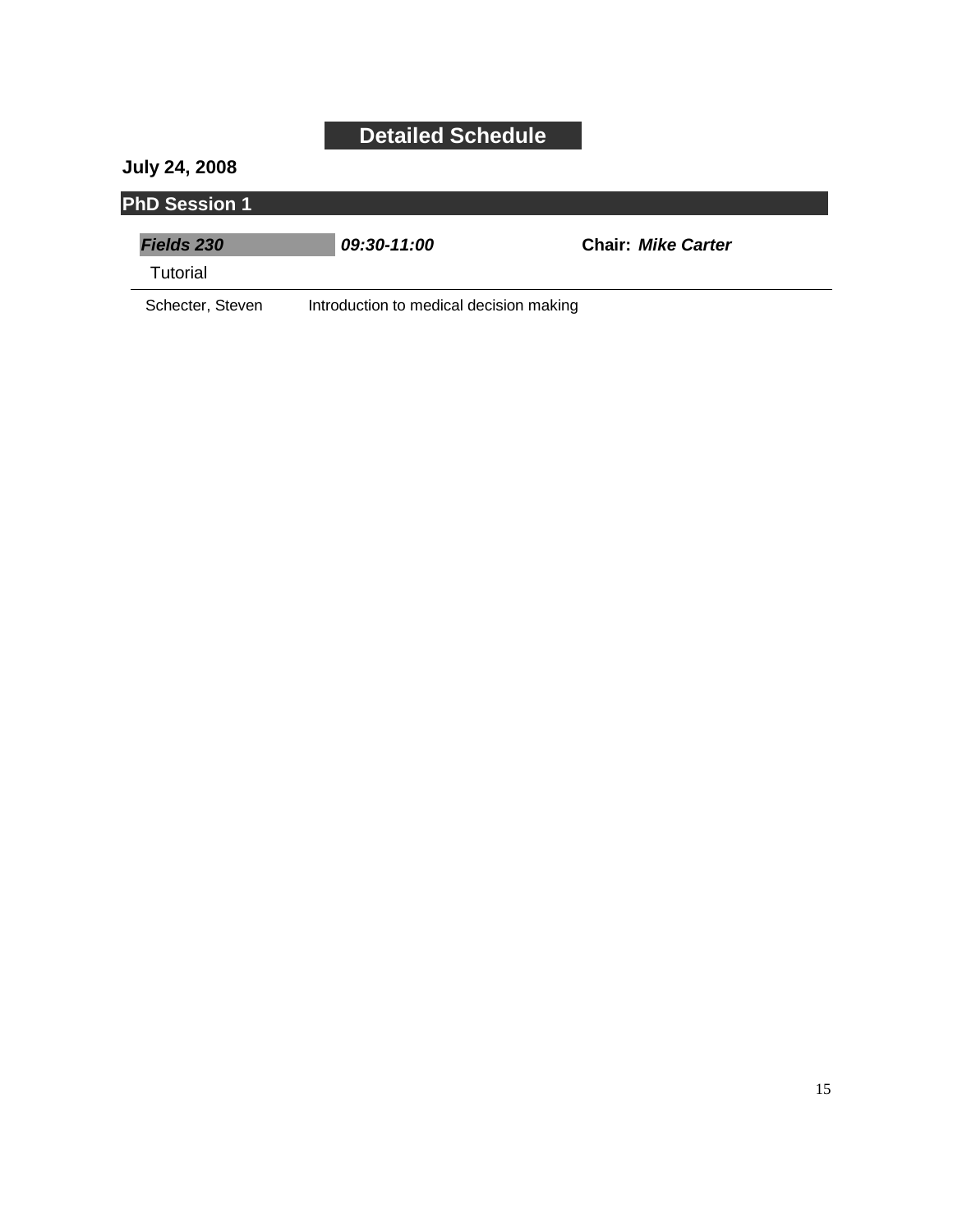# Detailed Schedule

**July 24, 2008**

## PhD Session 1

***Fields 230*** ***09:30-11:00*** **Chair:** ***Mike Carter***

Tutorial

| | |
|---|---|
| Schecter, Steven | Introduction to medical decision making |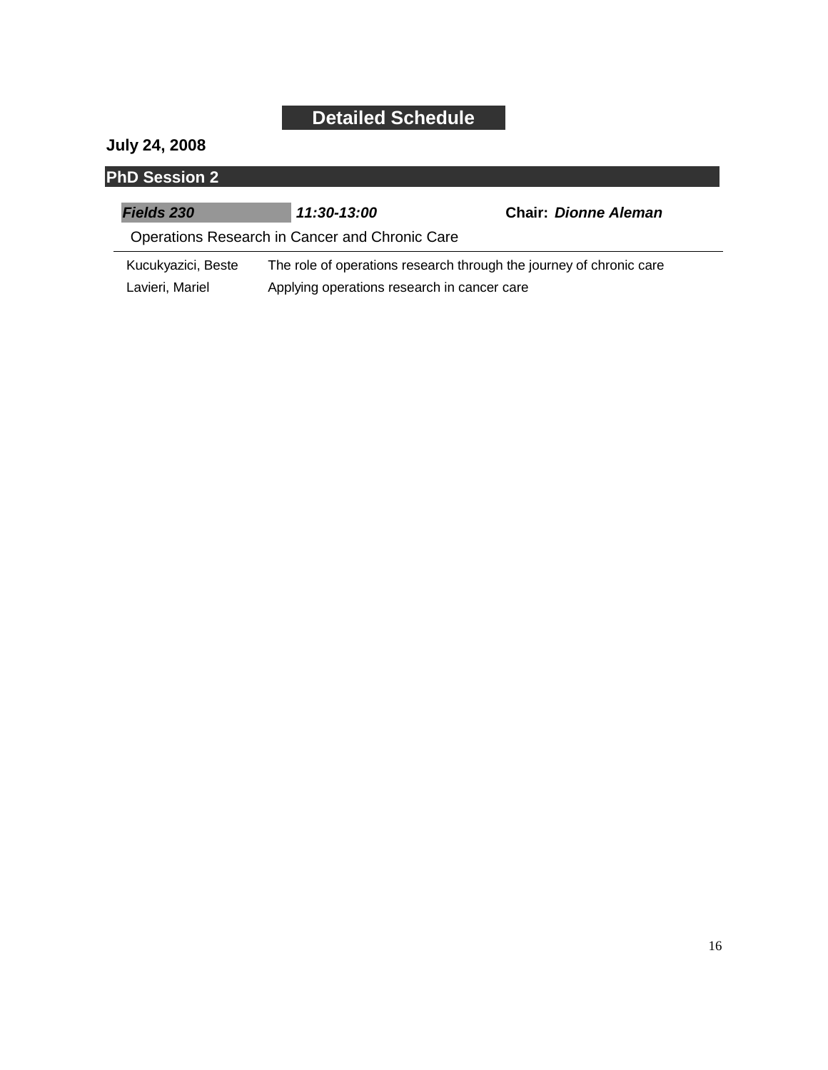# Detailed Schedule

**July 24, 2008**

## PhD Session 2

***Fields 230*** ***11:30-13:00*** **Chair:** ***Dionne Aleman***

Operations Research in Cancer and Chronic Care

| | |
|---|---|
| Kucukyazici, Beste | The role of operations research through the journey of chronic care |
| Lavieri, Mariel | Applying operations research in cancer care |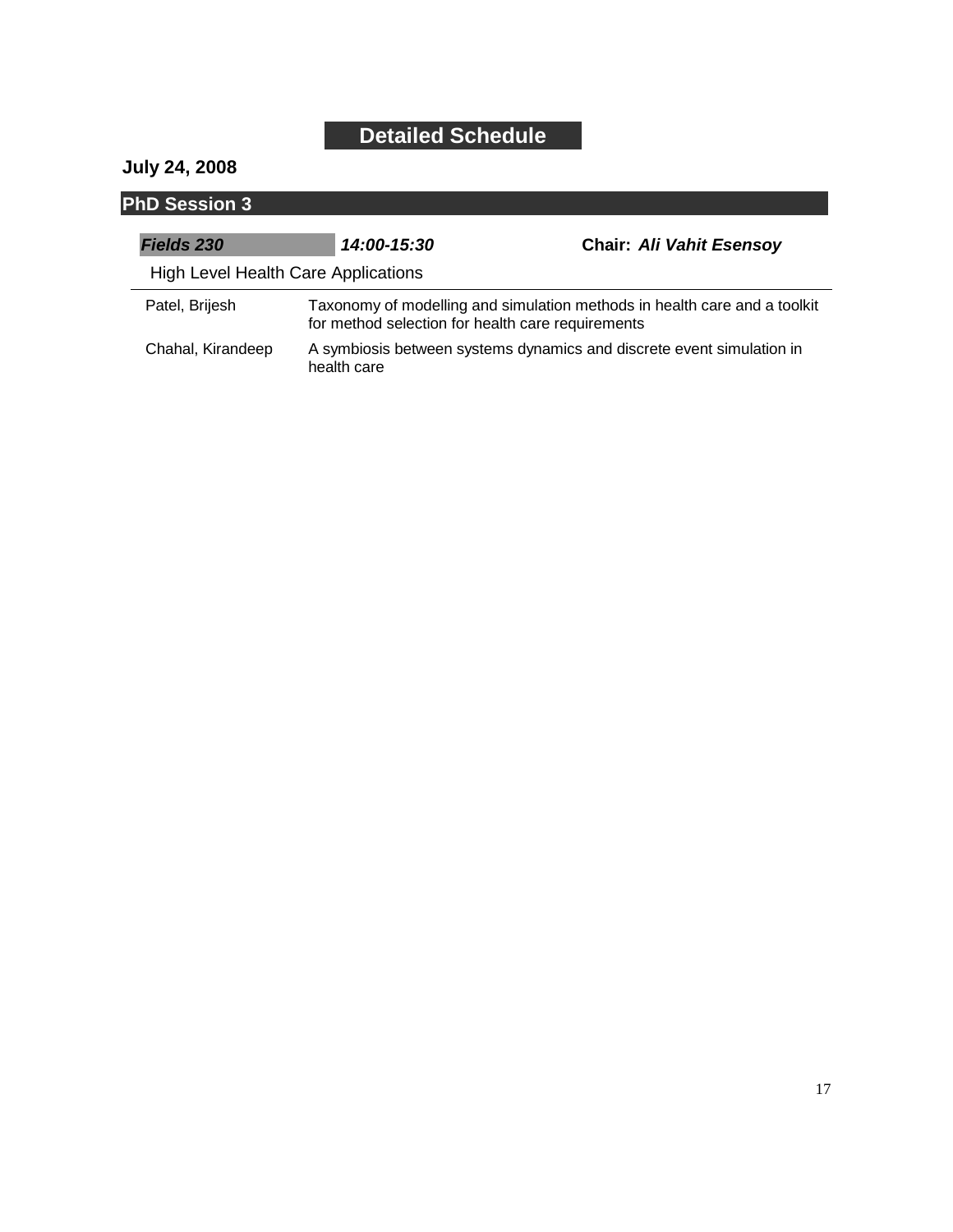# Detailed Schedule

## July 24, 2008

### PhD Session 3

***Fields 230*** ***14:00-15:30*** **Chair:** ***Ali Vahit Esensoy***

High Level Health Care Applications

| | |
|---|---|
| Patel, Brijesh | Taxonomy of modelling and simulation methods in health care and a toolkit for method selection for health care requirements |
| Chahal, Kirandeep | A symbiosis between systems dynamics and discrete event simulation in health care |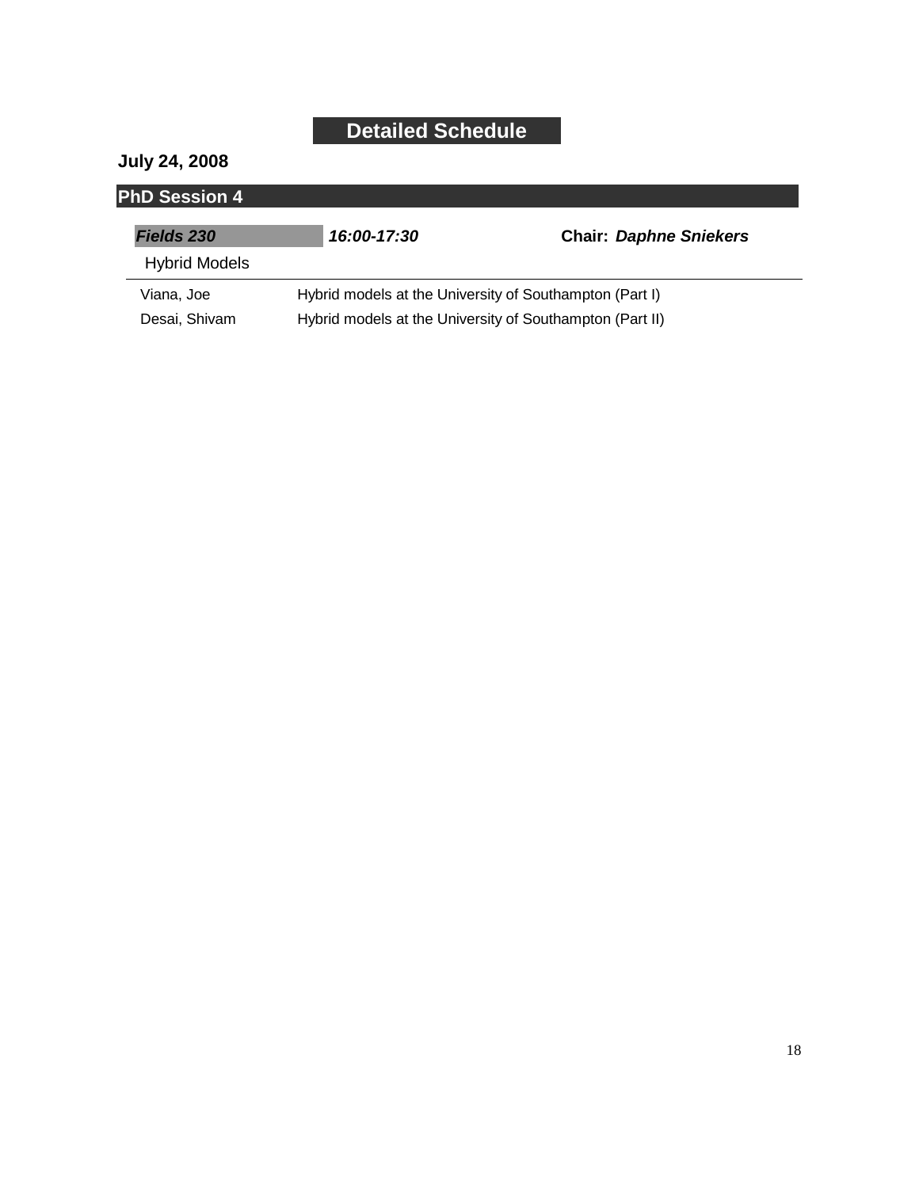# Detailed Schedule

**July 24, 2008**

## PhD Session 4

***Fields 230*** ***16:00-17:30*** **Chair:** ***Daphne Sniekers***

Hybrid Models

| | |
|---|---|
| Viana, Joe | Hybrid models at the University of Southampton (Part I) |
| Desai, Shivam | Hybrid models at the University of Southampton (Part II) |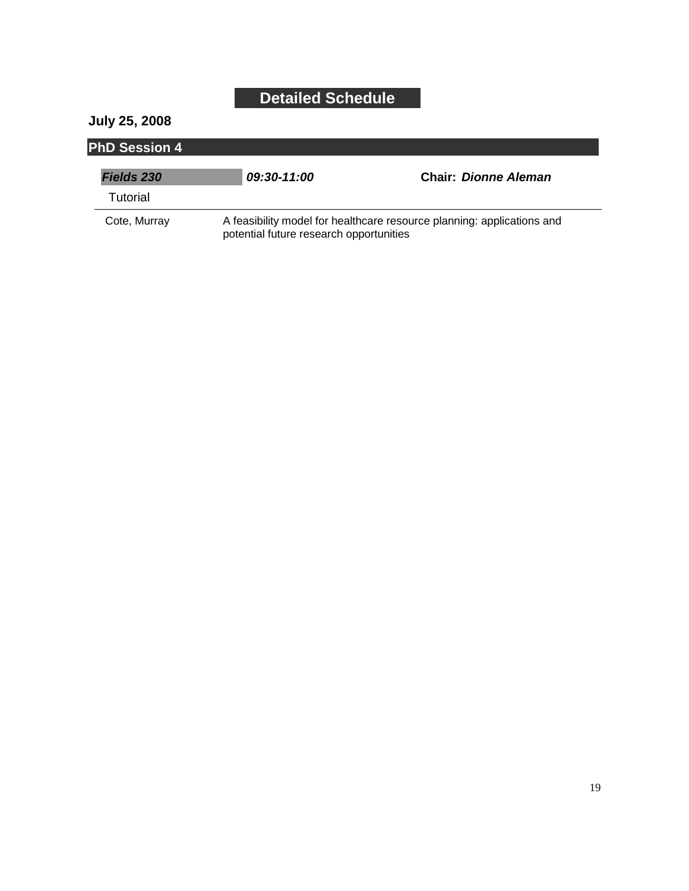# Detailed Schedule

## July 25, 2008

### PhD Session 4

***Fields 230*** ***09:30-11:00*** **Chair:** ***Dionne Aleman***

Tutorial

| | |
|---|---|
| Cote, Murray | A feasibility model for healthcare resource planning: applications and potential future research opportunities |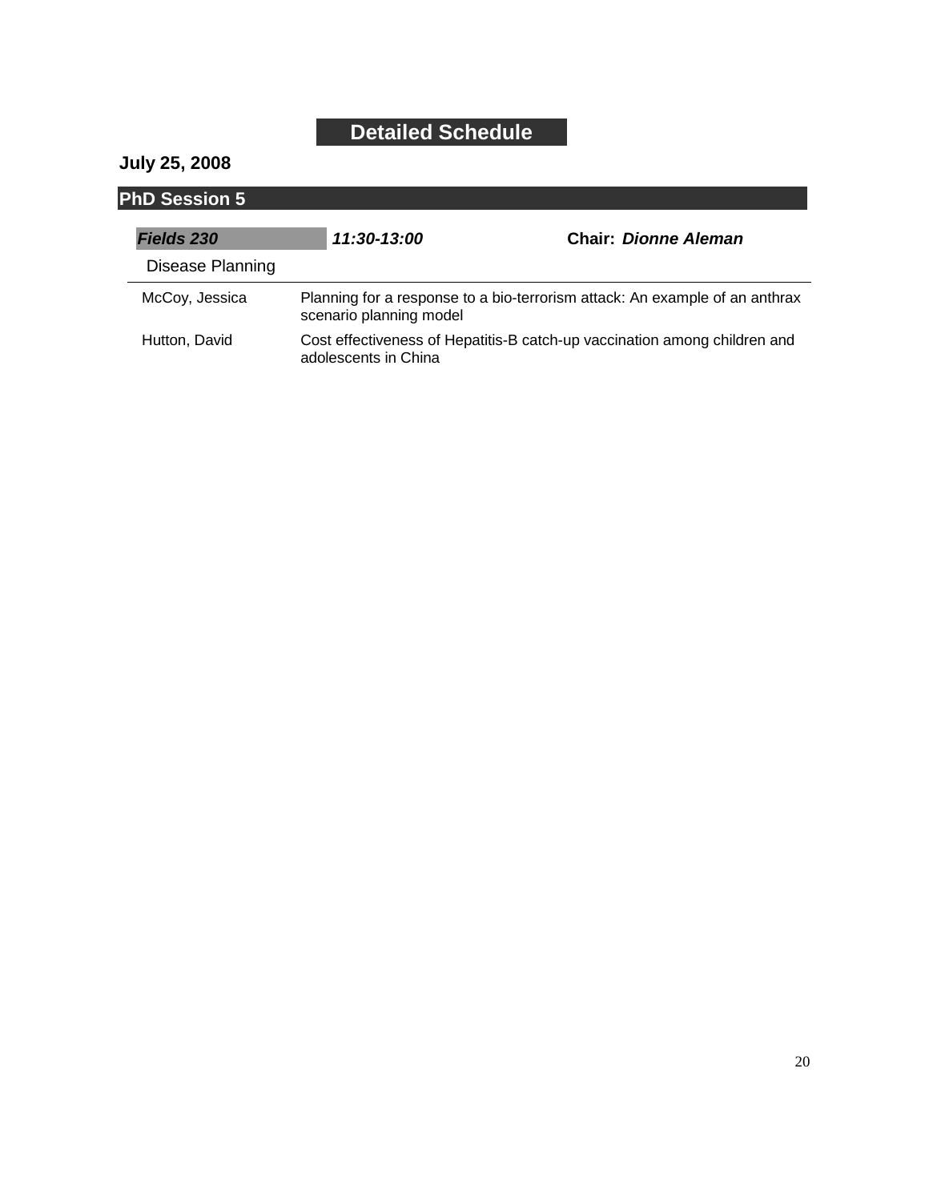# Detailed Schedule

**July 25, 2008**

## PhD Session 5

***Fields 230*** ***11:30-13:00*** **Chair:** ***Dionne Aleman***

Disease Planning

| | |
|---|---|
| McCoy, Jessica | Planning for a response to a bio-terrorism attack: An example of an anthrax scenario planning model |
| Hutton, David | Cost effectiveness of Hepatitis-B catch-up vaccination among children and adolescents in China |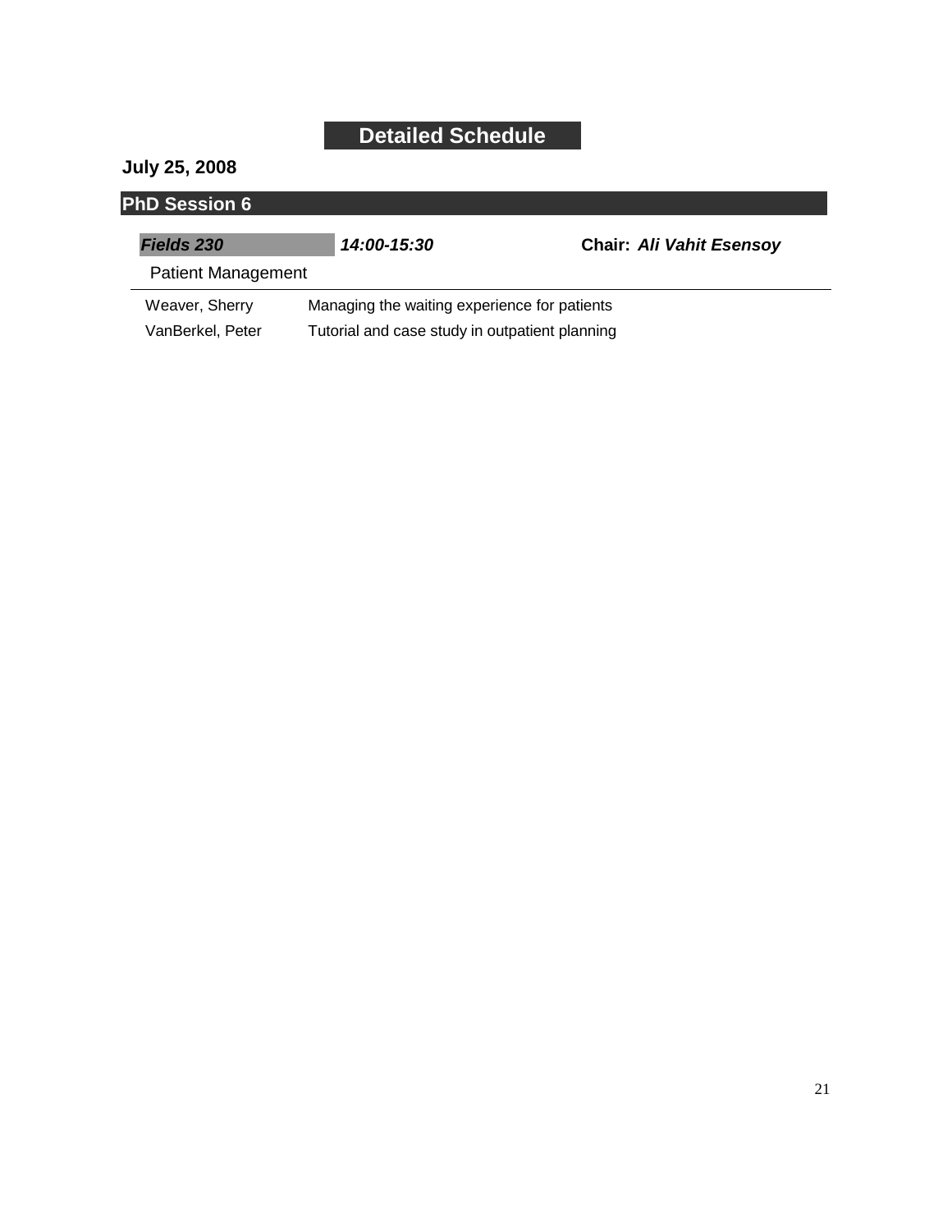# Detailed Schedule

**July 25, 2008**

## PhD Session 6

***Fields 230*** ***14:00-15:30*** **Chair:** ***Ali Vahit Esensoy***

Patient Management

| | |
|---|---|
| Weaver, Sherry | Managing the waiting experience for patients |
| VanBerkel, Peter | Tutorial and case study in outpatient planning |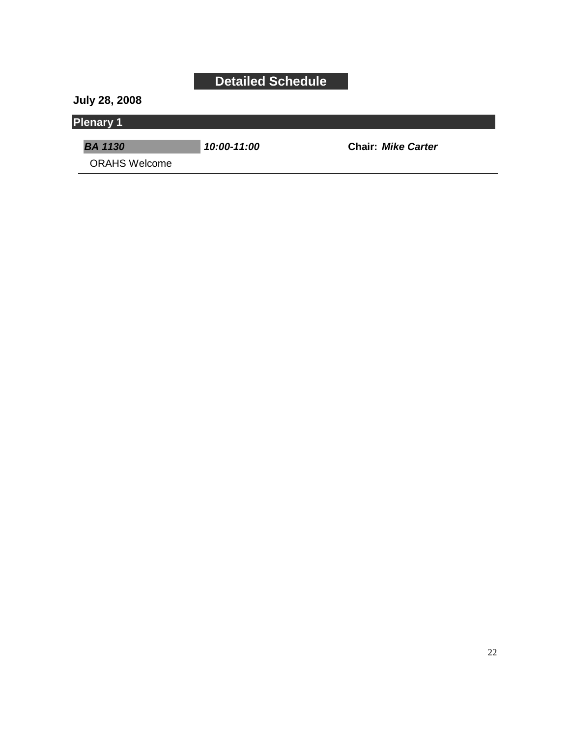# Detailed Schedule

**July 28, 2008**

## Plenary 1

***BA 1130*** ***10:00-11:00*** **Chair:** ***Mike Carter***

ORAHS Welcome

---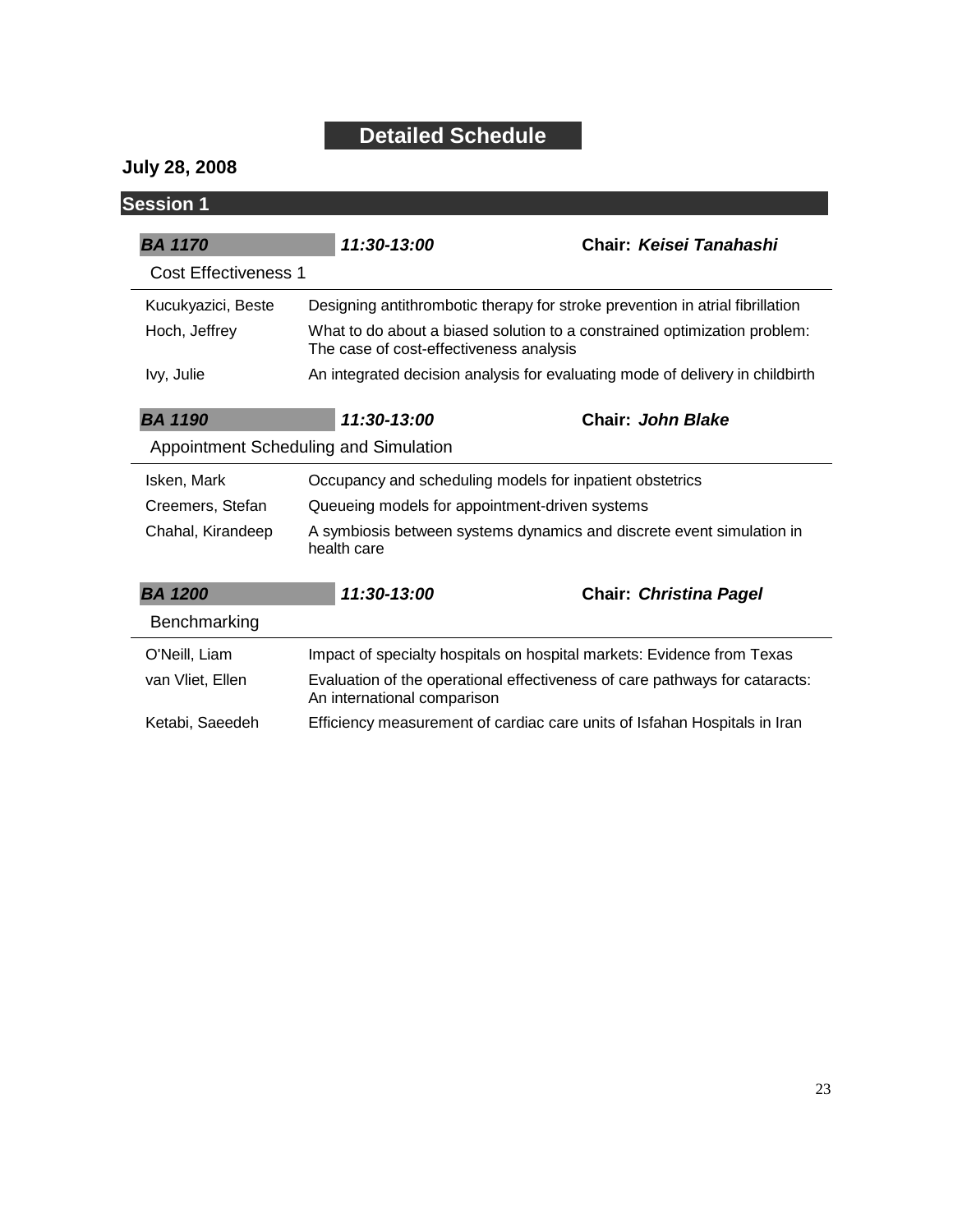# Detailed Schedule

## July 28, 2008

## Session 1

### BA 1170 — *11:30-13:00* — Chair: *Keisei Tanahashi*

**Cost Effectiveness 1**

| | |
|---|---|
| Kucukyazici, Beste | Designing antithrombotic therapy for stroke prevention in atrial fibrillation |
| Hoch, Jeffrey | What to do about a biased solution to a constrained optimization problem: The case of cost-effectiveness analysis |
| Ivy, Julie | An integrated decision analysis for evaluating mode of delivery in childbirth |

### BA 1190 — *11:30-13:00* — Chair: *John Blake*

**Appointment Scheduling and Simulation**

| | |
|---|---|
| Isken, Mark | Occupancy and scheduling models for inpatient obstetrics |
| Creemers, Stefan | Queueing models for appointment-driven systems |
| Chahal, Kirandeep | A symbiosis between systems dynamics and discrete event simulation in health care |

### BA 1200 — *11:30-13:00* — Chair: *Christina Pagel*

**Benchmarking**

| | |
|---|---|
| O'Neill, Liam | Impact of specialty hospitals on hospital markets: Evidence from Texas |
| van Vliet, Ellen | Evaluation of the operational effectiveness of care pathways for cataracts: An international comparison |
| Ketabi, Saeedeh | Efficiency measurement of cardiac care units of Isfahan Hospitals in Iran |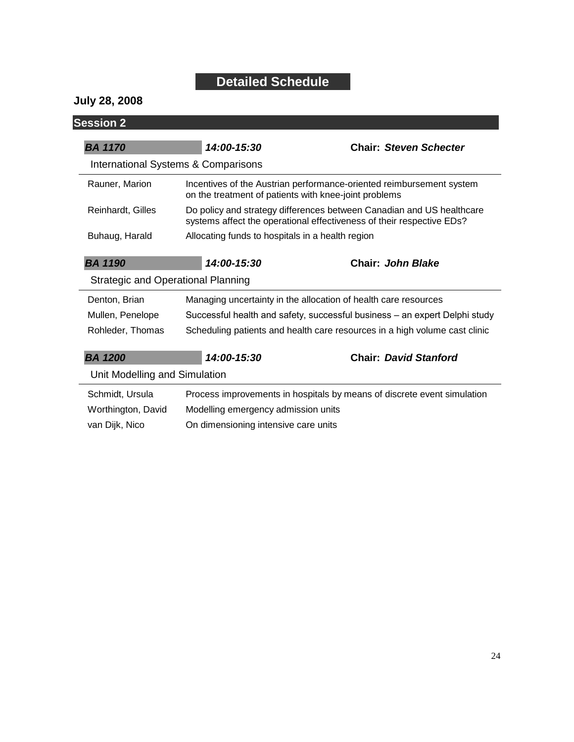# Detailed Schedule

**July 28, 2008**

## Session 2

***BA 1170*** — ***14:00-15:30*** — **Chair:** ***Steven Schecter***

International Systems & Comparisons

| | |
|---|---|
| Rauner, Marion | Incentives of the Austrian performance-oriented reimbursement system on the treatment of patients with knee-joint problems |
| Reinhardt, Gilles | Do policy and strategy differences between Canadian and US healthcare systems affect the operational effectiveness of their respective EDs? |
| Buhaug, Harald | Allocating funds to hospitals in a health region |

***BA 1190*** — ***14:00-15:30*** — **Chair:** ***John Blake***

Strategic and Operational Planning

| | |
|---|---|
| Denton, Brian | Managing uncertainty in the allocation of health care resources |
| Mullen, Penelope | Successful health and safety, successful business – an expert Delphi study |
| Rohleder, Thomas | Scheduling patients and health care resources in a high volume cast clinic |

***BA 1200*** — ***14:00-15:30*** — **Chair:** ***David Stanford***

Unit Modelling and Simulation

| | |
|---|---|
| Schmidt, Ursula | Process improvements in hospitals by means of discrete event simulation |
| Worthington, David | Modelling emergency admission units |
| van Dijk, Nico | On dimensioning intensive care units |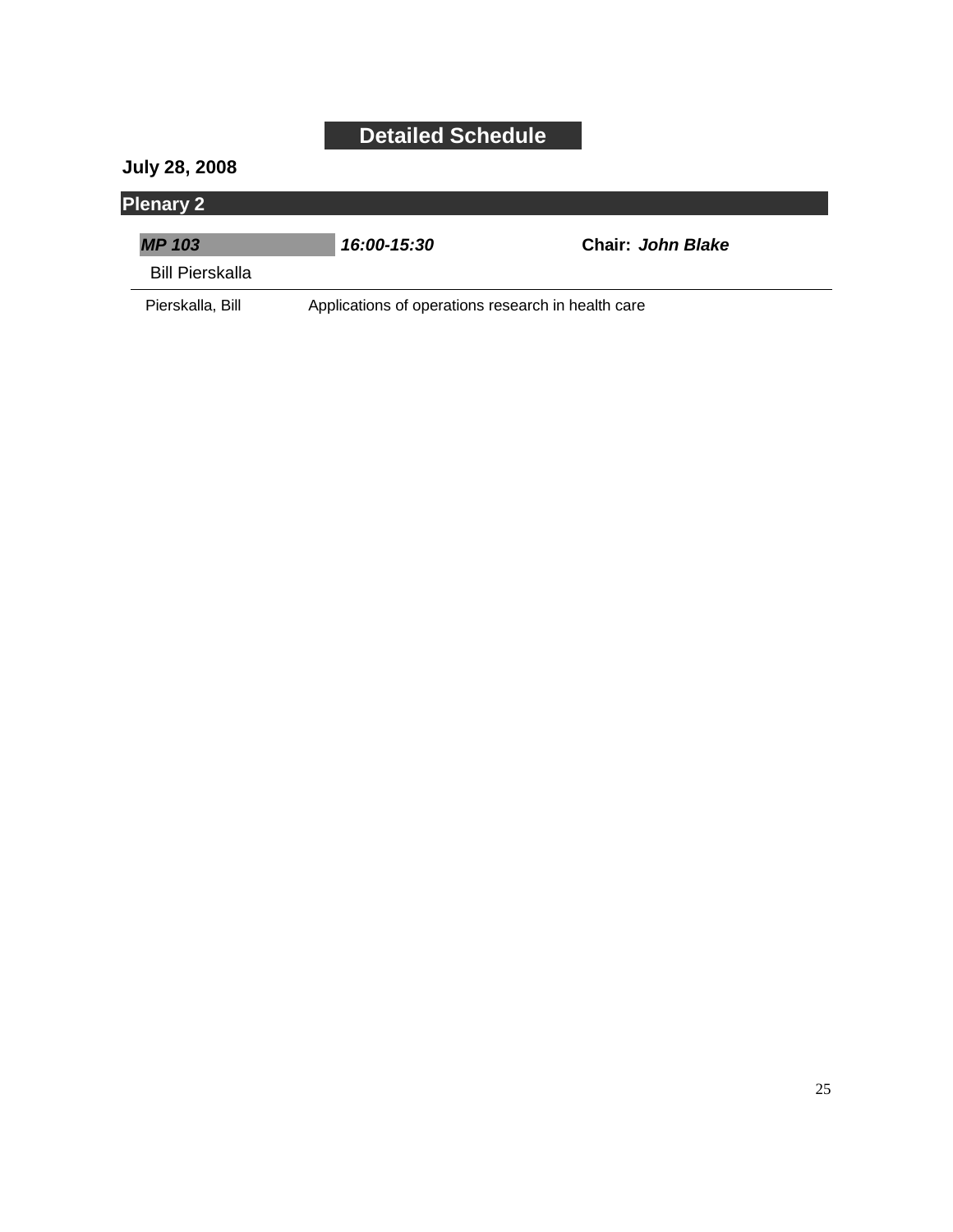# Detailed Schedule

**July 28, 2008**

## Plenary 2

***MP 103*** ***16:00-15:30*** **Chair:** ***John Blake***

Bill Pierskalla

| Pierskalla, Bill | Applications of operations research in health care |
|---|---|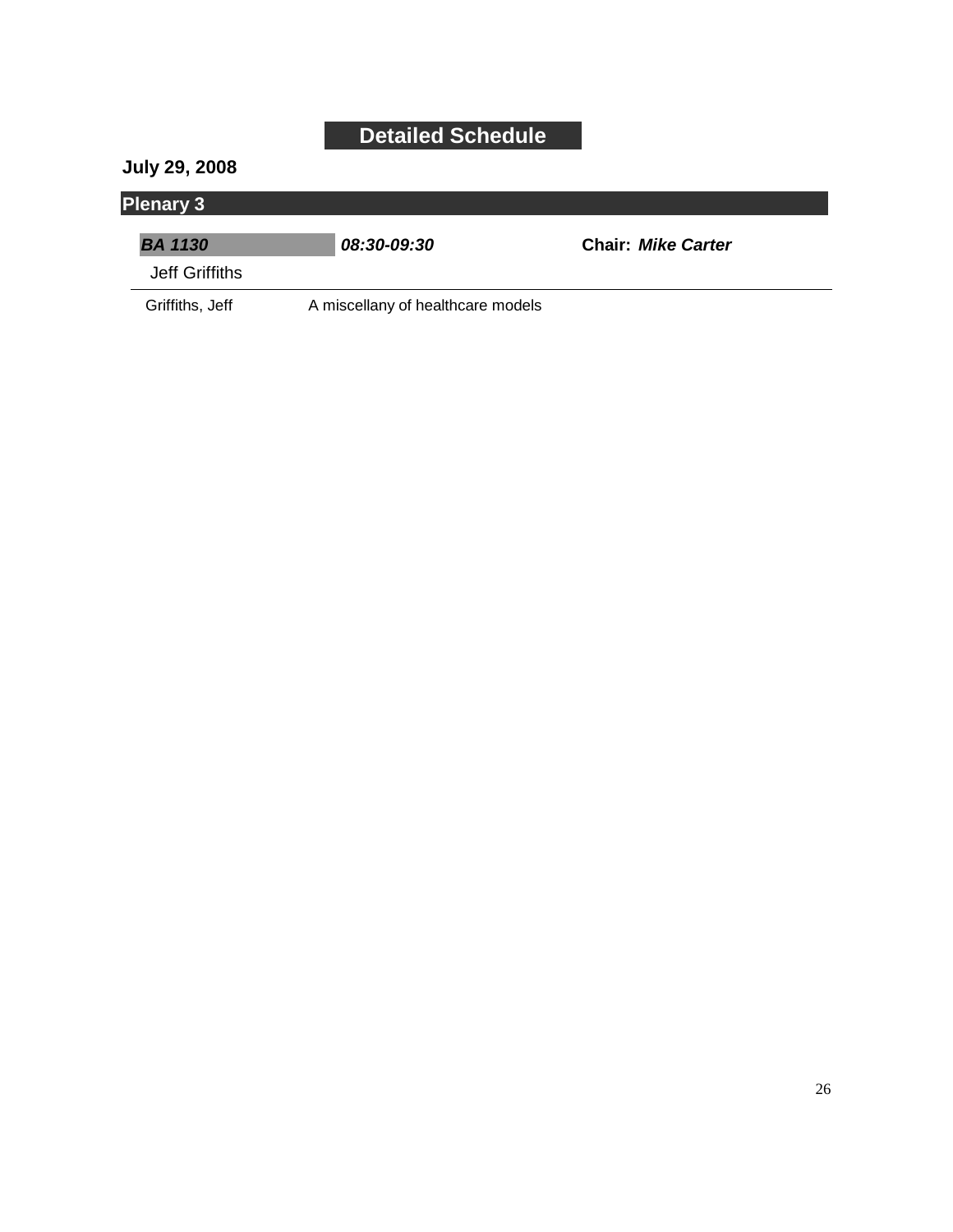## Detailed Schedule

**July 29, 2008**

### Plenary 3

***BA 1130*** ***08:30-09:30*** **Chair:** ***Mike Carter***

Jeff Griffiths

| | |
|---|---|
| Griffiths, Jeff | A miscellany of healthcare models |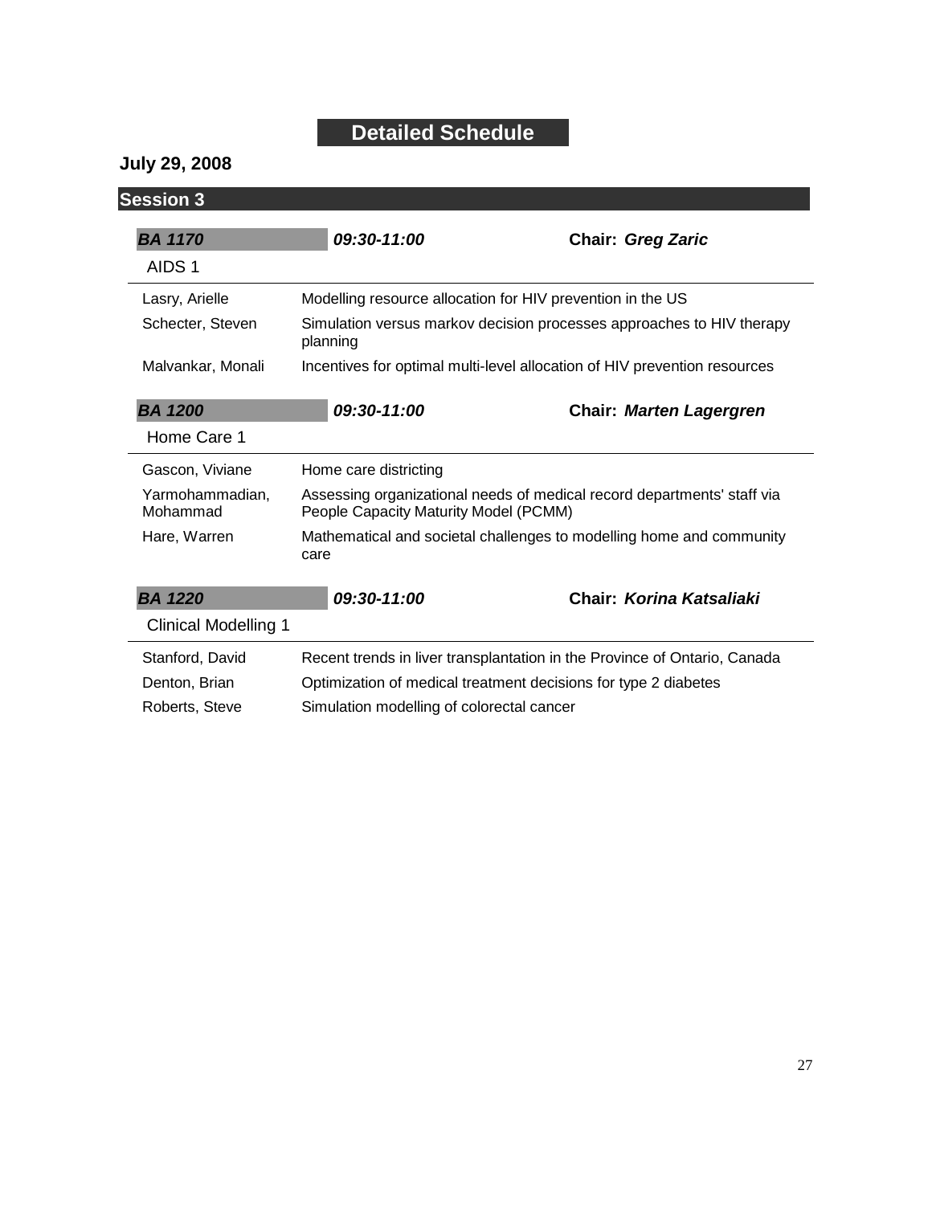# Detailed Schedule

## July 29, 2008

## Session 3

***BA 1170*** ***09:30-11:00*** **Chair:** ***Greg Zaric***

AIDS 1

| | |
|---|---|
| Lasry, Arielle | Modelling resource allocation for HIV prevention in the US |
| Schecter, Steven | Simulation versus markov decision processes approaches to HIV therapy planning |
| Malvankar, Monali | Incentives for optimal multi-level allocation of HIV prevention resources |

***BA 1200*** ***09:30-11:00*** **Chair:** ***Marten Lagergren***

Home Care 1

| | |
|---|---|
| Gascon, Viviane | Home care districting |
| Yarmohammadian, Mohammad | Assessing organizational needs of medical record departments' staff via People Capacity Maturity Model (PCMM) |
| Hare, Warren | Mathematical and societal challenges to modelling home and community care |

***BA 1220*** ***09:30-11:00*** **Chair:** ***Korina Katsaliaki***

Clinical Modelling 1

| | |
|---|---|
| Stanford, David | Recent trends in liver transplantation in the Province of Ontario, Canada |
| Denton, Brian | Optimization of medical treatment decisions for type 2 diabetes |
| Roberts, Steve | Simulation modelling of colorectal cancer |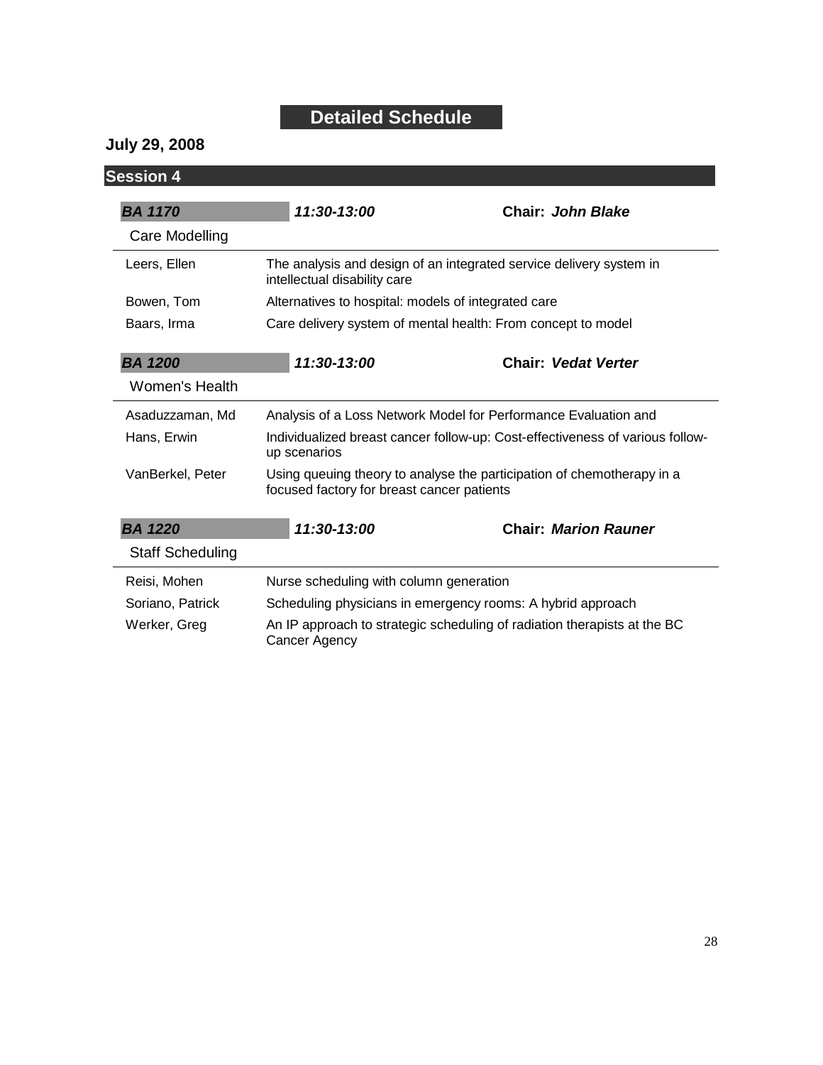# Detailed Schedule

## July 29, 2008

## Session 4

***BA 1170*** ***11:30-13:00*** **Chair: *John Blake***

Care Modelling

| | |
|---|---|
| Leers, Ellen | The analysis and design of an integrated service delivery system in intellectual disability care |
| Bowen, Tom | Alternatives to hospital: models of integrated care |
| Baars, Irma | Care delivery system of mental health: From concept to model |

***BA 1200*** ***11:30-13:00*** **Chair: *Vedat Verter***

Women's Health

| | |
|---|---|
| Asaduzzaman, Md | Analysis of a Loss Network Model for Performance Evaluation and |
| Hans, Erwin | Individualized breast cancer follow-up: Cost-effectiveness of various follow-up scenarios |
| VanBerkel, Peter | Using queuing theory to analyse the participation of chemotherapy in a focused factory for breast cancer patients |

***BA 1220*** ***11:30-13:00*** **Chair: *Marion Rauner***

Staff Scheduling

| | |
|---|---|
| Reisi, Mohen | Nurse scheduling with column generation |
| Soriano, Patrick | Scheduling physicians in emergency rooms: A hybrid approach |
| Werker, Greg | An IP approach to strategic scheduling of radiation therapists at the BC Cancer Agency |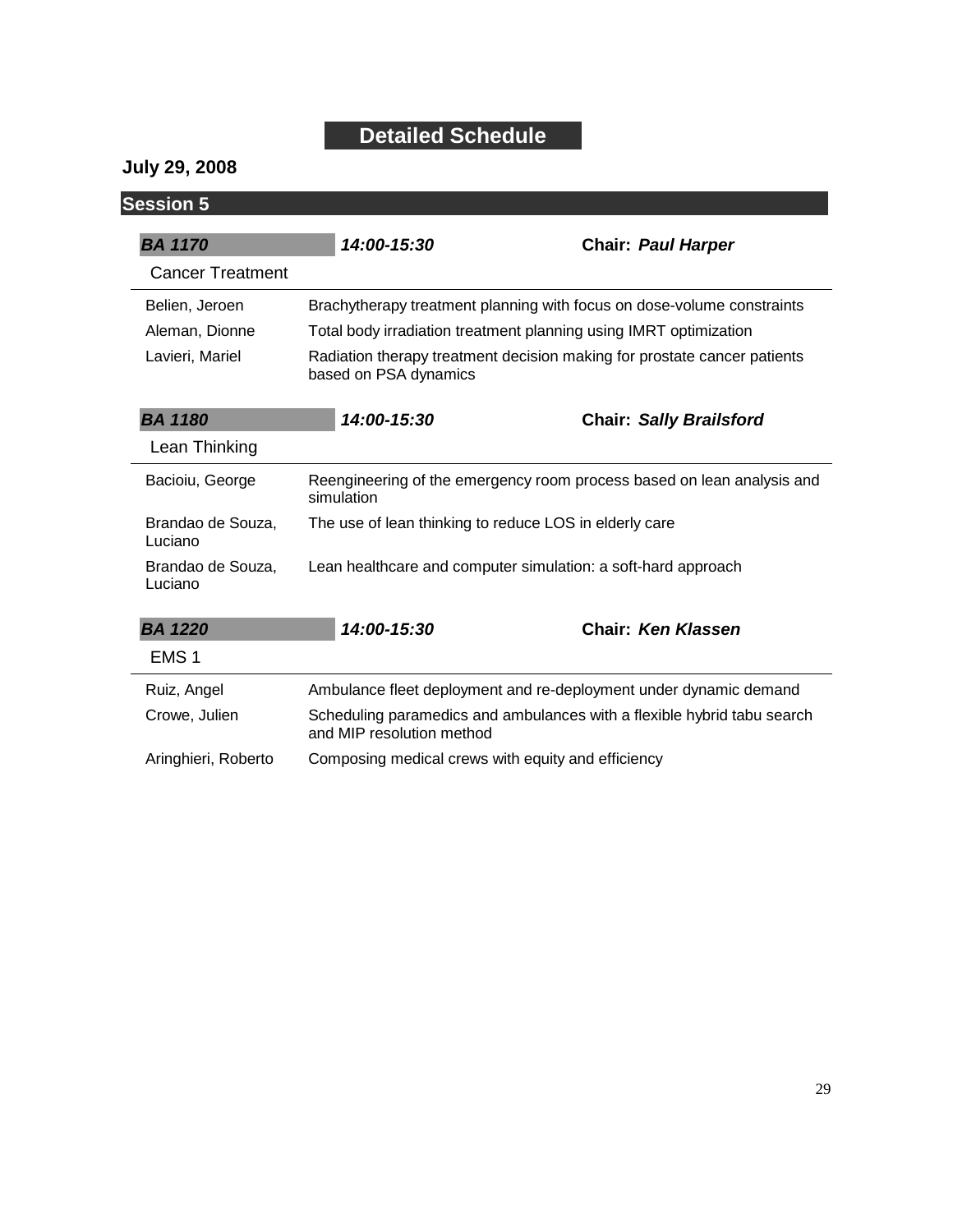# Detailed Schedule

**July 29, 2008**

## Session 5

***BA 1170*** ***14:00-15:30*** **Chair:** ***Paul Harper***

Cancer Treatment

| | |
|---|---|
| Belien, Jeroen | Brachytherapy treatment planning with focus on dose-volume constraints |
| Aleman, Dionne | Total body irradiation treatment planning using IMRT optimization |
| Lavieri, Mariel | Radiation therapy treatment decision making for prostate cancer patients based on PSA dynamics |

***BA 1180*** ***14:00-15:30*** **Chair:** ***Sally Brailsford***

Lean Thinking

| | |
|---|---|
| Bacioiu, George | Reengineering of the emergency room process based on lean analysis and simulation |
| Brandao de Souza, Luciano | The use of lean thinking to reduce LOS in elderly care |
| Brandao de Souza, Luciano | Lean healthcare and computer simulation: a soft-hard approach |

***BA 1220*** ***14:00-15:30*** **Chair:** ***Ken Klassen***

EMS 1

| | |
|---|---|
| Ruiz, Angel | Ambulance fleet deployment and re-deployment under dynamic demand |
| Crowe, Julien | Scheduling paramedics and ambulances with a flexible hybrid tabu search and MIP resolution method |
| Aringhieri, Roberto | Composing medical crews with equity and efficiency |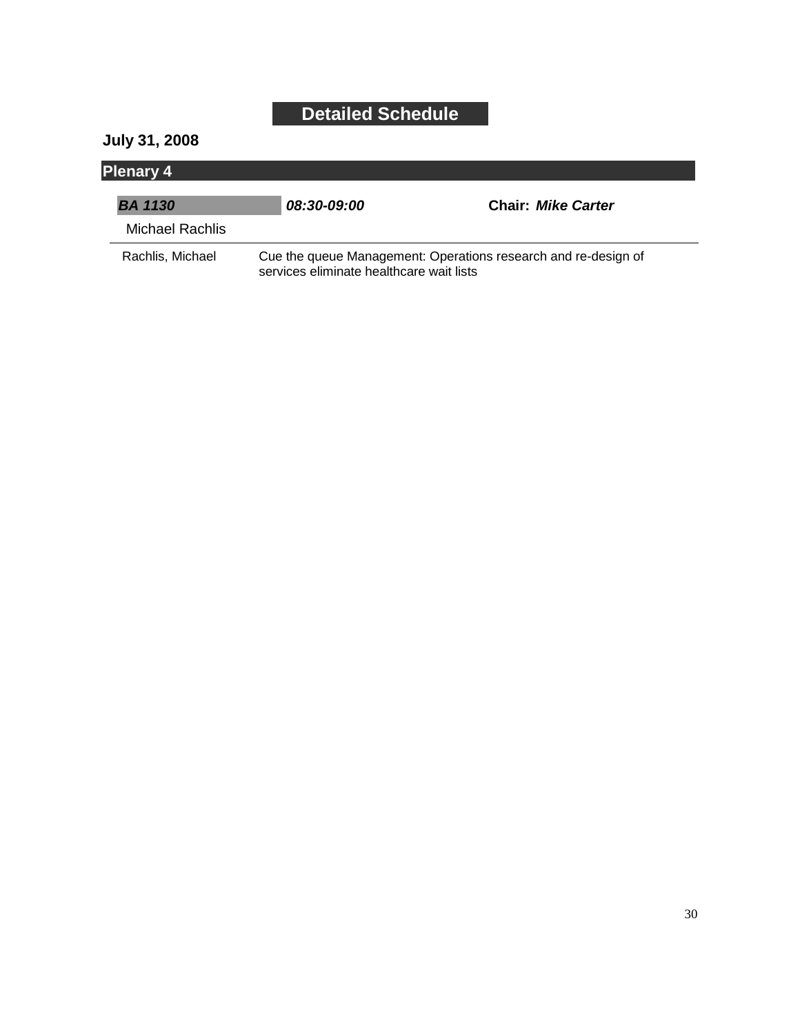# Detailed Schedule

**July 31, 2008**

## Plenary 4

***BA 1130*** ***08:30-09:00*** **Chair:** ***Mike Carter***

Michael Rachlis

| Rachlis, Michael | Cue the queue Management: Operations research and re-design of services eliminate healthcare wait lists |
|---|---|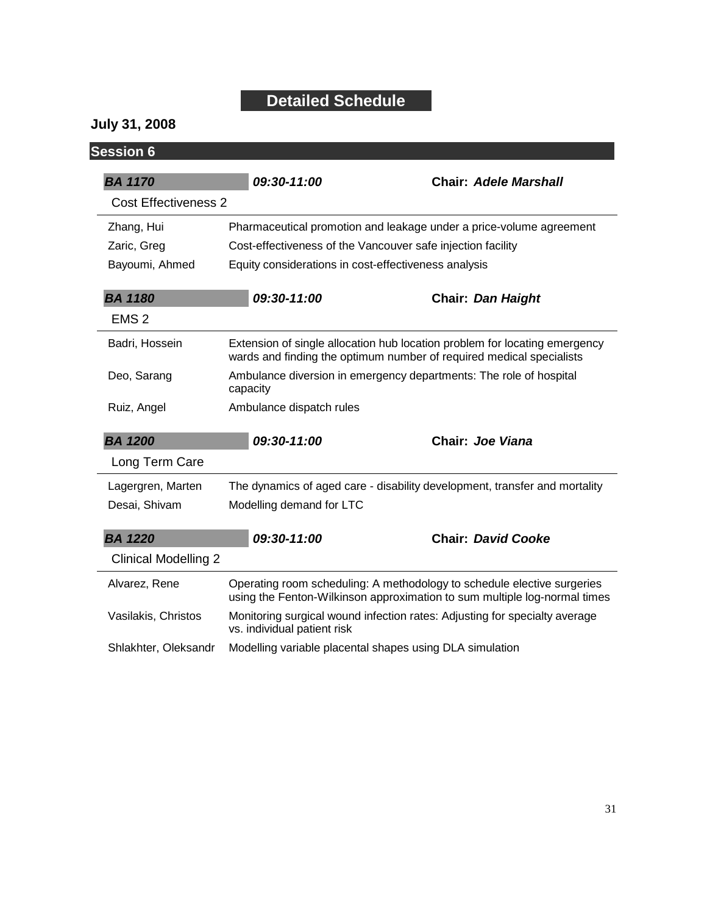# Detailed Schedule

## July 31, 2008

## Session 6

### *BA 1170* — *09:30-11:00* — Chair: *Adele Marshall*

Cost Effectiveness 2

| | |
|---|---|
| Zhang, Hui | Pharmaceutical promotion and leakage under a price-volume agreement |
| Zaric, Greg | Cost-effectiveness of the Vancouver safe injection facility |
| Bayoumi, Ahmed | Equity considerations in cost-effectiveness analysis |

### *BA 1180* — *09:30-11:00* — Chair: *Dan Haight*

EMS 2

| | |
|---|---|
| Badri, Hossein | Extension of single allocation hub location problem for locating emergency wards and finding the optimum number of required medical specialists |
| Deo, Sarang | Ambulance diversion in emergency departments: The role of hospital capacity |
| Ruiz, Angel | Ambulance dispatch rules |

### *BA 1200* — *09:30-11:00* — Chair: *Joe Viana*

Long Term Care

| | |
|---|---|
| Lagergren, Marten | The dynamics of aged care - disability development, transfer and mortality |
| Desai, Shivam | Modelling demand for LTC |

### *BA 1220* — *09:30-11:00* — Chair: *David Cooke*

Clinical Modelling 2

| | |
|---|---|
| Alvarez, Rene | Operating room scheduling: A methodology to schedule elective surgeries using the Fenton-Wilkinson approximation to sum multiple log-normal times |
| Vasilakis, Christos | Monitoring surgical wound infection rates: Adjusting for specialty average vs. individual patient risk |
| Shlakhter, Oleksandr | Modelling variable placental shapes using DLA simulation |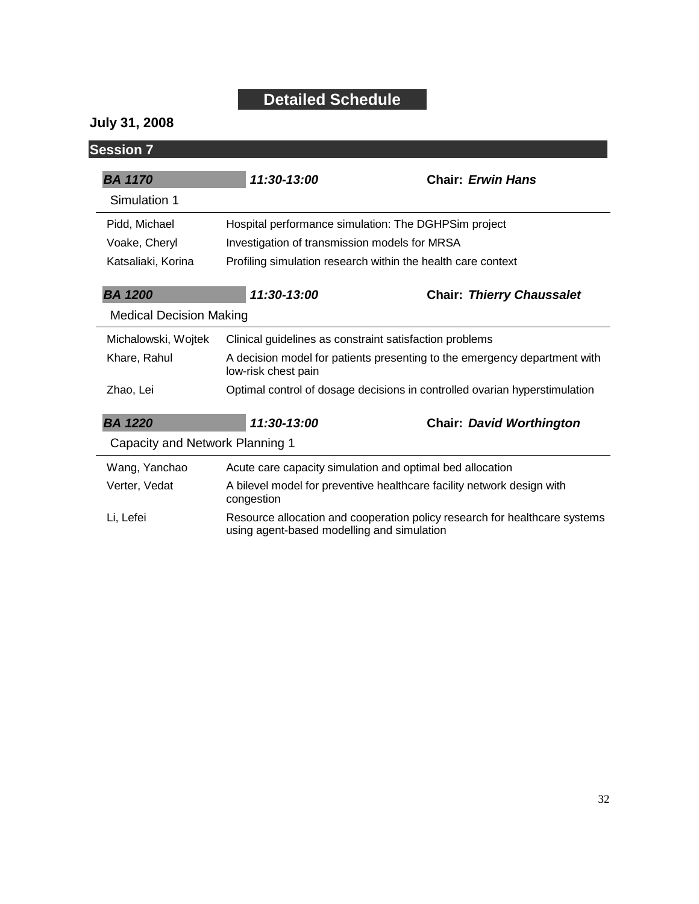# Detailed Schedule

## July 31, 2008

### Session 7

***BA 1170*** ***11:30-13:00*** **Chair: *Erwin Hans***

Simulation 1

| | |
|---|---|
| Pidd, Michael | Hospital performance simulation: The DGHPSim project |
| Voake, Cheryl | Investigation of transmission models for MRSA |
| Katsaliaki, Korina | Profiling simulation research within the health care context |

***BA 1200*** ***11:30-13:00*** **Chair: *Thierry Chaussalet***

Medical Decision Making

| | |
|---|---|
| Michalowski, Wojtek | Clinical guidelines as constraint satisfaction problems |
| Khare, Rahul | A decision model for patients presenting to the emergency department with low-risk chest pain |
| Zhao, Lei | Optimal control of dosage decisions in controlled ovarian hyperstimulation |

***BA 1220*** ***11:30-13:00*** **Chair: *David Worthington***

Capacity and Network Planning 1

| | |
|---|---|
| Wang, Yanchao | Acute care capacity simulation and optimal bed allocation |
| Verter, Vedat | A bilevel model for preventive healthcare facility network design with congestion |
| Li, Lefei | Resource allocation and cooperation policy research for healthcare systems using agent-based modelling and simulation |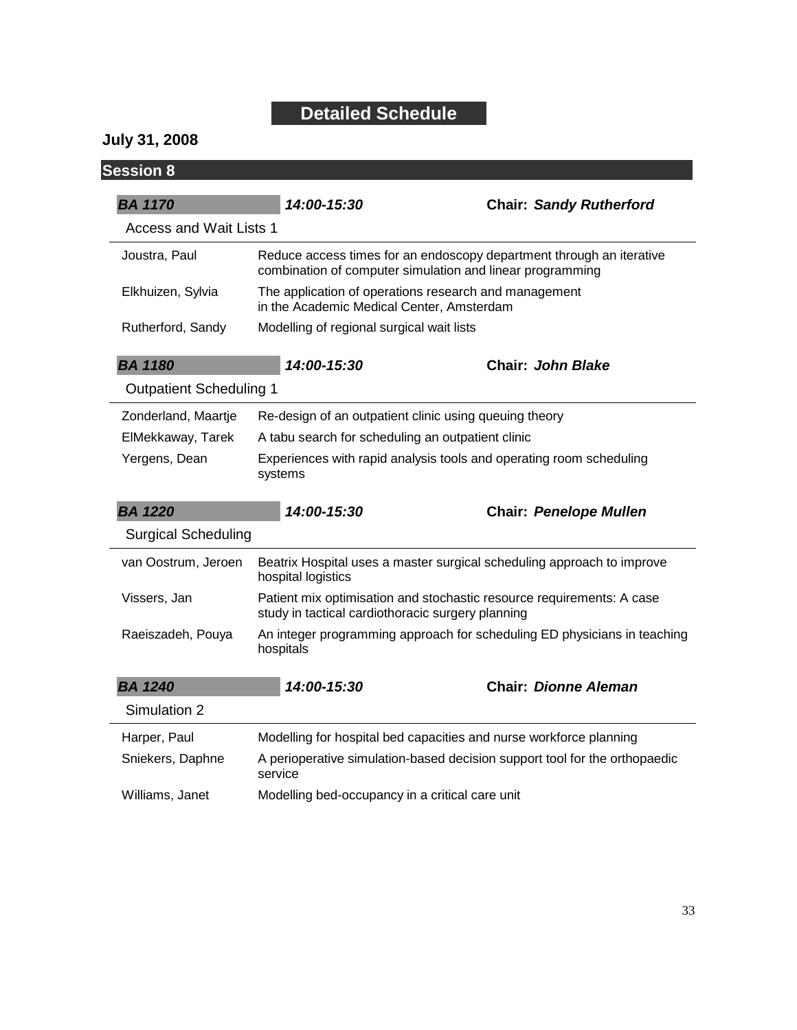# Detailed Schedule

## July 31, 2008

## Session 8

***BA 1170*** ***14:00-15:30*** **Chair: *Sandy Rutherford***

Access and Wait Lists 1

| | |
|---|---|
| Joustra, Paul | Reduce access times for an endoscopy department through an iterative combination of computer simulation and linear programming |
| Elkhuizen, Sylvia | The application of operations research and management in the Academic Medical Center, Amsterdam |
| Rutherford, Sandy | Modelling of regional surgical wait lists |

***BA 1180*** ***14:00-15:30*** **Chair: *John Blake***

Outpatient Scheduling 1

| | |
|---|---|
| Zonderland, Maartje | Re-design of an outpatient clinic using queuing theory |
| ElMekkaway, Tarek | A tabu search for scheduling an outpatient clinic |
| Yergens, Dean | Experiences with rapid analysis tools and operating room scheduling systems |

***BA 1220*** ***14:00-15:30*** **Chair: *Penelope Mullen***

Surgical Scheduling

| | |
|---|---|
| van Oostrum, Jeroen | Beatrix Hospital uses a master surgical scheduling approach to improve hospital logistics |
| Vissers, Jan | Patient mix optimisation and stochastic resource requirements: A case study in tactical cardiothoracic surgery planning |
| Raeiszadeh, Pouya | An integer programming approach for scheduling ED physicians in teaching hospitals |

***BA 1240*** ***14:00-15:30*** **Chair: *Dionne Aleman***

Simulation 2

| | |
|---|---|
| Harper, Paul | Modelling for hospital bed capacities and nurse workforce planning |
| Sniekers, Daphne | A perioperative simulation-based decision support tool for the orthopaedic service |
| Williams, Janet | Modelling bed-occupancy in a critical care unit |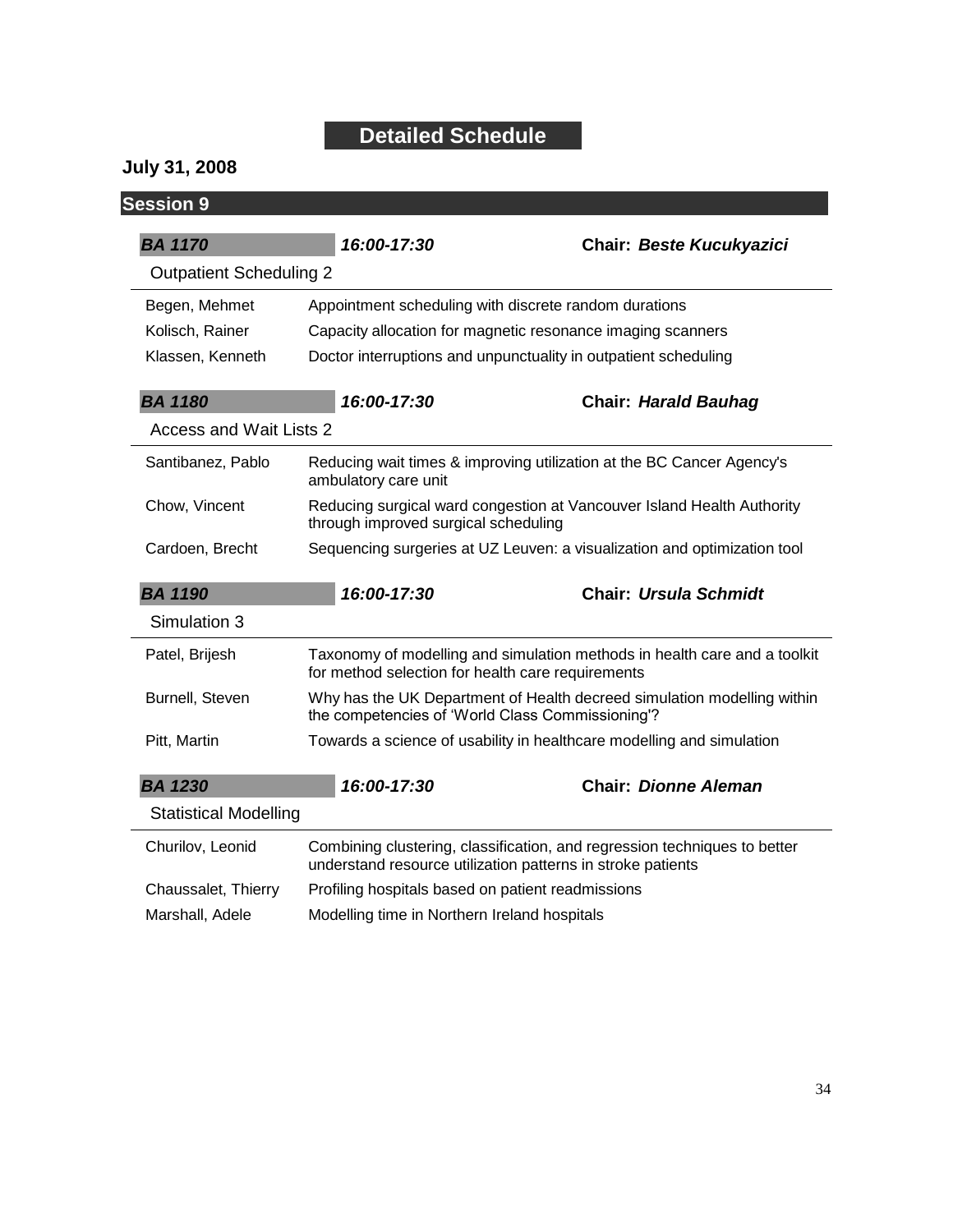# Detailed Schedule

## July 31, 2008

## Session 9

***BA 1170*** | ***16:00-17:30*** | **Chair: *Beste Kucukyazici***

### Outpatient Scheduling 2

| | |
|---|---|
| Begen, Mehmet | Appointment scheduling with discrete random durations |
| Kolisch, Rainer | Capacity allocation for magnetic resonance imaging scanners |
| Klassen, Kenneth | Doctor interruptions and unpunctuality in outpatient scheduling |

***BA 1180*** | ***16:00-17:30*** | **Chair: *Harald Bauhag***

### Access and Wait Lists 2

| | |
|---|---|
| Santibanez, Pablo | Reducing wait times & improving utilization at the BC Cancer Agency's ambulatory care unit |
| Chow, Vincent | Reducing surgical ward congestion at Vancouver Island Health Authority through improved surgical scheduling |
| Cardoen, Brecht | Sequencing surgeries at UZ Leuven: a visualization and optimization tool |

***BA 1190*** | ***16:00-17:30*** | **Chair: *Ursula Schmidt***

### Simulation 3

| | |
|---|---|
| Patel, Brijesh | Taxonomy of modelling and simulation methods in health care and a toolkit for method selection for health care requirements |
| Burnell, Steven | Why has the UK Department of Health decreed simulation modelling within the competencies of 'World Class Commissioning'? |
| Pitt, Martin | Towards a science of usability in healthcare modelling and simulation |

***BA 1230*** | ***16:00-17:30*** | **Chair: *Dionne Aleman***

### Statistical Modelling

| | |
|---|---|
| Churilov, Leonid | Combining clustering, classification, and regression techniques to better understand resource utilization patterns in stroke patients |
| Chaussalet, Thierry | Profiling hospitals based on patient readmissions |
| Marshall, Adele | Modelling time in Northern Ireland hospitals |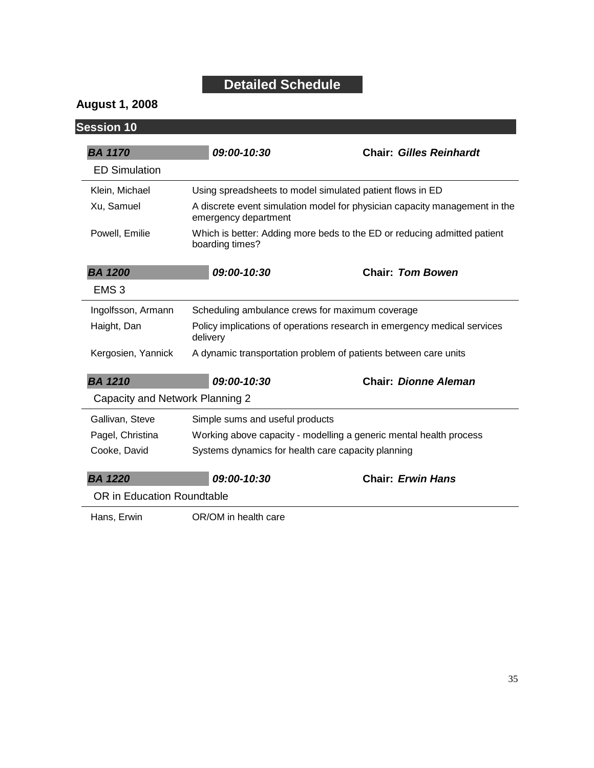# Detailed Schedule

## August 1, 2008

## Session 10

***BA 1170*** &nbsp; ***09:00-10:30*** &nbsp; **Chair: *Gilles Reinhardt***

ED Simulation

| | |
|---|---|
| Klein, Michael | Using spreadsheets to model simulated patient flows in ED |
| Xu, Samuel | A discrete event simulation model for physician capacity management in the emergency department |
| Powell, Emilie | Which is better: Adding more beds to the ED or reducing admitted patient boarding times? |

***BA 1200*** &nbsp; ***09:00-10:30*** &nbsp; **Chair: *Tom Bowen***

EMS 3

| | |
|---|---|
| Ingolfsson, Armann | Scheduling ambulance crews for maximum coverage |
| Haight, Dan | Policy implications of operations research in emergency medical services delivery |
| Kergosien, Yannick | A dynamic transportation problem of patients between care units |

***BA 1210*** &nbsp; ***09:00-10:30*** &nbsp; **Chair: *Dionne Aleman***

Capacity and Network Planning 2

| | |
|---|---|
| Gallivan, Steve | Simple sums and useful products |
| Pagel, Christina | Working above capacity - modelling a generic mental health process |
| Cooke, David | Systems dynamics for health care capacity planning |

***BA 1220*** &nbsp; ***09:00-10:30*** &nbsp; **Chair: *Erwin Hans***

OR in Education Roundtable

| | |
|---|---|
| Hans, Erwin | OR/OM in health care |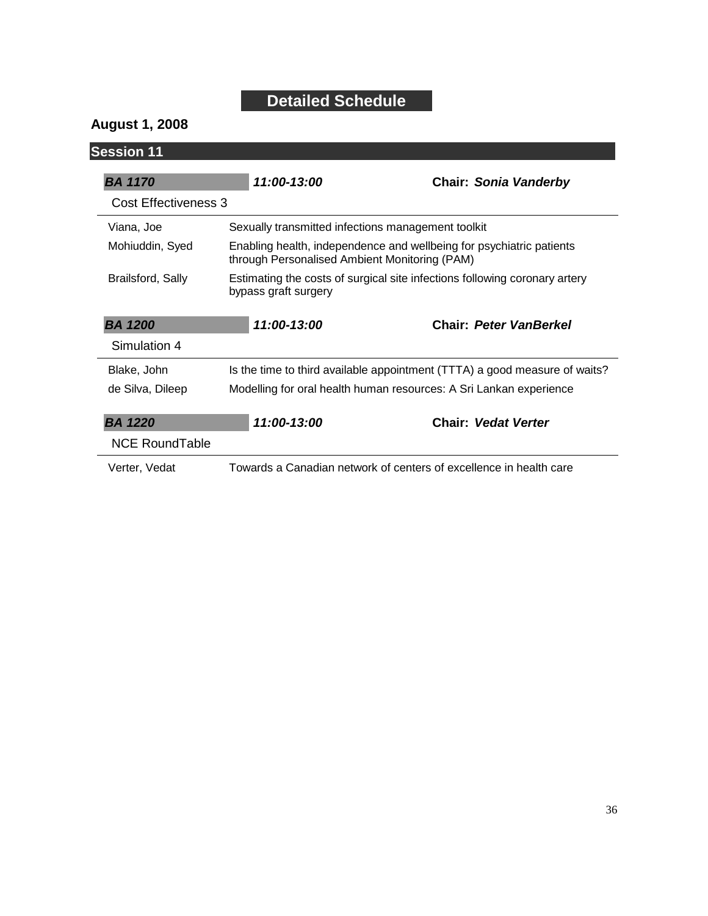# Detailed Schedule

## August 1, 2008

### Session 11

***BA 1170*** ***11:00-13:00*** **Chair: *Sonia Vanderby***

Cost Effectiveness 3

| | |
|---|---|
| Viana, Joe | Sexually transmitted infections management toolkit |
| Mohiuddin, Syed | Enabling health, independence and wellbeing for psychiatric patients through Personalised Ambient Monitoring (PAM) |
| Brailsford, Sally | Estimating the costs of surgical site infections following coronary artery bypass graft surgery |

***BA 1200*** ***11:00-13:00*** **Chair: *Peter VanBerkel***

Simulation 4

| | |
|---|---|
| Blake, John | Is the time to third available appointment (TTTA) a good measure of waits? |
| de Silva, Dileep | Modelling for oral health human resources: A Sri Lankan experience |

***BA 1220*** ***11:00-13:00*** **Chair: *Vedat Verter***

NCE RoundTable

| | |
|---|---|
| Verter, Vedat | Towards a Canadian network of centers of excellence in health care |